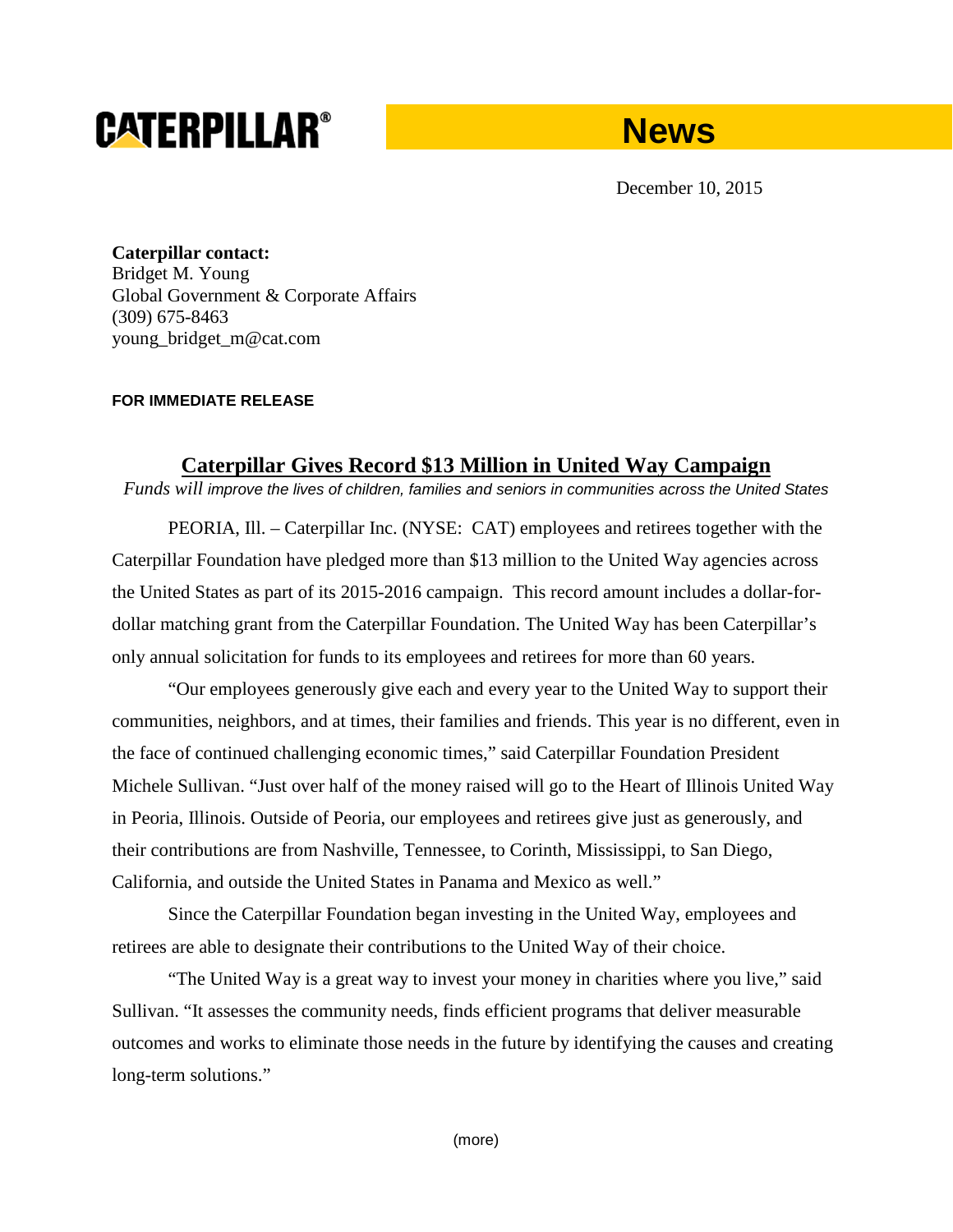CATERPILLAR®

**News**

December 10, 2015

**Caterpillar contact:**
Bridget M. Young
Global Government & Corporate Affairs
(309) 675-8463
young_bridget_m@cat.com

**FOR IMMEDIATE RELEASE**

# Caterpillar Gives Record $13 Million in United Way Campaign

*Funds will improve the lives of children, families and seniors in communities across the United States*

PEORIA, Ill. – Caterpillar Inc. (NYSE: CAT) employees and retirees together with the Caterpillar Foundation have pledged more than $13 million to the United Way agencies across the United States as part of its 2015-2016 campaign. This record amount includes a dollar-for-dollar matching grant from the Caterpillar Foundation. The United Way has been Caterpillar's only annual solicitation for funds to its employees and retirees for more than 60 years.

"Our employees generously give each and every year to the United Way to support their communities, neighbors, and at times, their families and friends. This year is no different, even in the face of continued challenging economic times," said Caterpillar Foundation President Michele Sullivan. "Just over half of the money raised will go to the Heart of Illinois United Way in Peoria, Illinois. Outside of Peoria, our employees and retirees give just as generously, and their contributions are from Nashville, Tennessee, to Corinth, Mississippi, to San Diego, California, and outside the United States in Panama and Mexico as well."

Since the Caterpillar Foundation began investing in the United Way, employees and retirees are able to designate their contributions to the United Way of their choice.

"The United Way is a great way to invest your money in charities where you live," said Sullivan. "It assesses the community needs, finds efficient programs that deliver measurable outcomes and works to eliminate those needs in the future by identifying the causes and creating long-term solutions."

(more)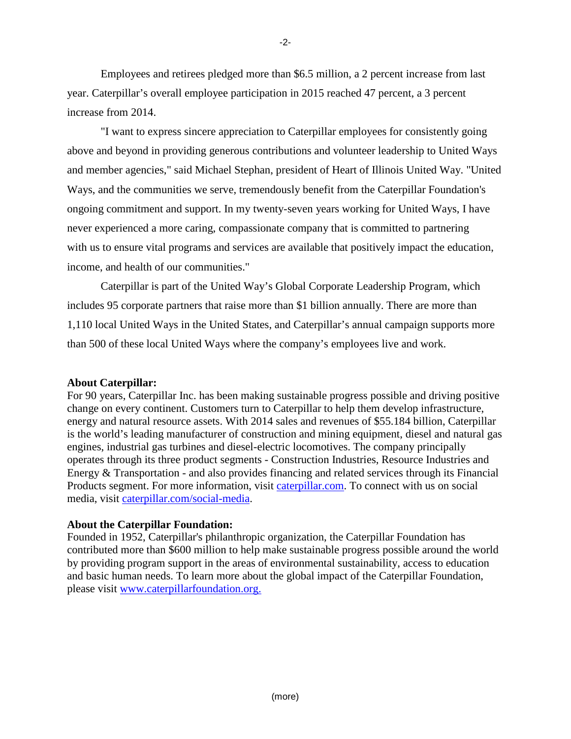Employees and retirees pledged more than $6.5 million, a 2 percent increase from last year. Caterpillar's overall employee participation in 2015 reached 47 percent, a 3 percent increase from 2014.

"I want to express sincere appreciation to Caterpillar employees for consistently going above and beyond in providing generous contributions and volunteer leadership to United Ways and member agencies," said Michael Stephan, president of Heart of Illinois United Way. "United Ways, and the communities we serve, tremendously benefit from the Caterpillar Foundation's ongoing commitment and support. In my twenty-seven years working for United Ways, I have never experienced a more caring, compassionate company that is committed to partnering with us to ensure vital programs and services are available that positively impact the education, income, and health of our communities."

Caterpillar is part of the United Way's Global Corporate Leadership Program, which includes 95 corporate partners that raise more than $1 billion annually. There are more than 1,110 local United Ways in the United States, and Caterpillar's annual campaign supports more than 500 of these local United Ways where the company's employees live and work.

**About Caterpillar:**
For 90 years, Caterpillar Inc. has been making sustainable progress possible and driving positive change on every continent. Customers turn to Caterpillar to help them develop infrastructure, energy and natural resource assets. With 2014 sales and revenues of $55.184 billion, Caterpillar is the world's leading manufacturer of construction and mining equipment, diesel and natural gas engines, industrial gas turbines and diesel-electric locomotives. The company principally operates through its three product segments - Construction Industries, Resource Industries and Energy & Transportation - and also provides financing and related services through its Financial Products segment. For more information, visit caterpillar.com. To connect with us on social media, visit caterpillar.com/social-media.

**About the Caterpillar Foundation:**
Founded in 1952, Caterpillar's philanthropic organization, the Caterpillar Foundation has contributed more than $600 million to help make sustainable progress possible around the world by providing program support in the areas of environmental sustainability, access to education and basic human needs. To learn more about the global impact of the Caterpillar Foundation, please visit www.caterpillarfoundation.org.

(more)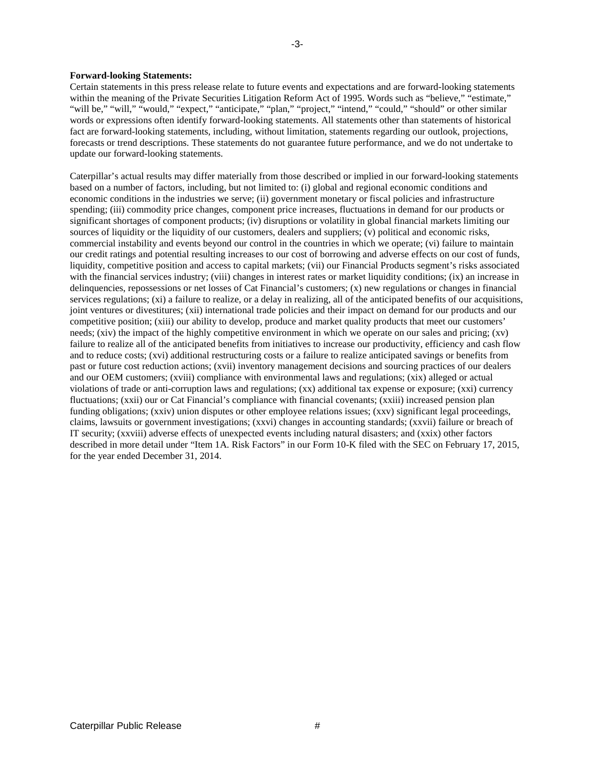**Forward-looking Statements:**

Certain statements in this press release relate to future events and expectations and are forward-looking statements within the meaning of the Private Securities Litigation Reform Act of 1995. Words such as "believe," "estimate," "will be," "will," "would," "expect," "anticipate," "plan," "project," "intend," "could," "should" or other similar words or expressions often identify forward-looking statements. All statements other than statements of historical fact are forward-looking statements, including, without limitation, statements regarding our outlook, projections, forecasts or trend descriptions. These statements do not guarantee future performance, and we do not undertake to update our forward-looking statements.

Caterpillar's actual results may differ materially from those described or implied in our forward-looking statements based on a number of factors, including, but not limited to: (i) global and regional economic conditions and economic conditions in the industries we serve; (ii) government monetary or fiscal policies and infrastructure spending; (iii) commodity price changes, component price increases, fluctuations in demand for our products or significant shortages of component products; (iv) disruptions or volatility in global financial markets limiting our sources of liquidity or the liquidity of our customers, dealers and suppliers; (v) political and economic risks, commercial instability and events beyond our control in the countries in which we operate; (vi) failure to maintain our credit ratings and potential resulting increases to our cost of borrowing and adverse effects on our cost of funds, liquidity, competitive position and access to capital markets; (vii) our Financial Products segment's risks associated with the financial services industry; (viii) changes in interest rates or market liquidity conditions; (ix) an increase in delinquencies, repossessions or net losses of Cat Financial's customers; (x) new regulations or changes in financial services regulations; (xi) a failure to realize, or a delay in realizing, all of the anticipated benefits of our acquisitions, joint ventures or divestitures; (xii) international trade policies and their impact on demand for our products and our competitive position; (xiii) our ability to develop, produce and market quality products that meet our customers' needs; (xiv) the impact of the highly competitive environment in which we operate on our sales and pricing; (xv) failure to realize all of the anticipated benefits from initiatives to increase our productivity, efficiency and cash flow and to reduce costs; (xvi) additional restructuring costs or a failure to realize anticipated savings or benefits from past or future cost reduction actions; (xvii) inventory management decisions and sourcing practices of our dealers and our OEM customers; (xviii) compliance with environmental laws and regulations; (xix) alleged or actual violations of trade or anti-corruption laws and regulations; (xx) additional tax expense or exposure; (xxi) currency fluctuations; (xxii) our or Cat Financial's compliance with financial covenants; (xxiii) increased pension plan funding obligations; (xxiv) union disputes or other employee relations issues; (xxv) significant legal proceedings, claims, lawsuits or government investigations; (xxvi) changes in accounting standards; (xxvii) failure or breach of IT security; (xxviii) adverse effects of unexpected events including natural disasters; and (xxix) other factors described in more detail under "Item 1A. Risk Factors" in our Form 10-K filed with the SEC on February 17, 2015, for the year ended December 31, 2014.

#